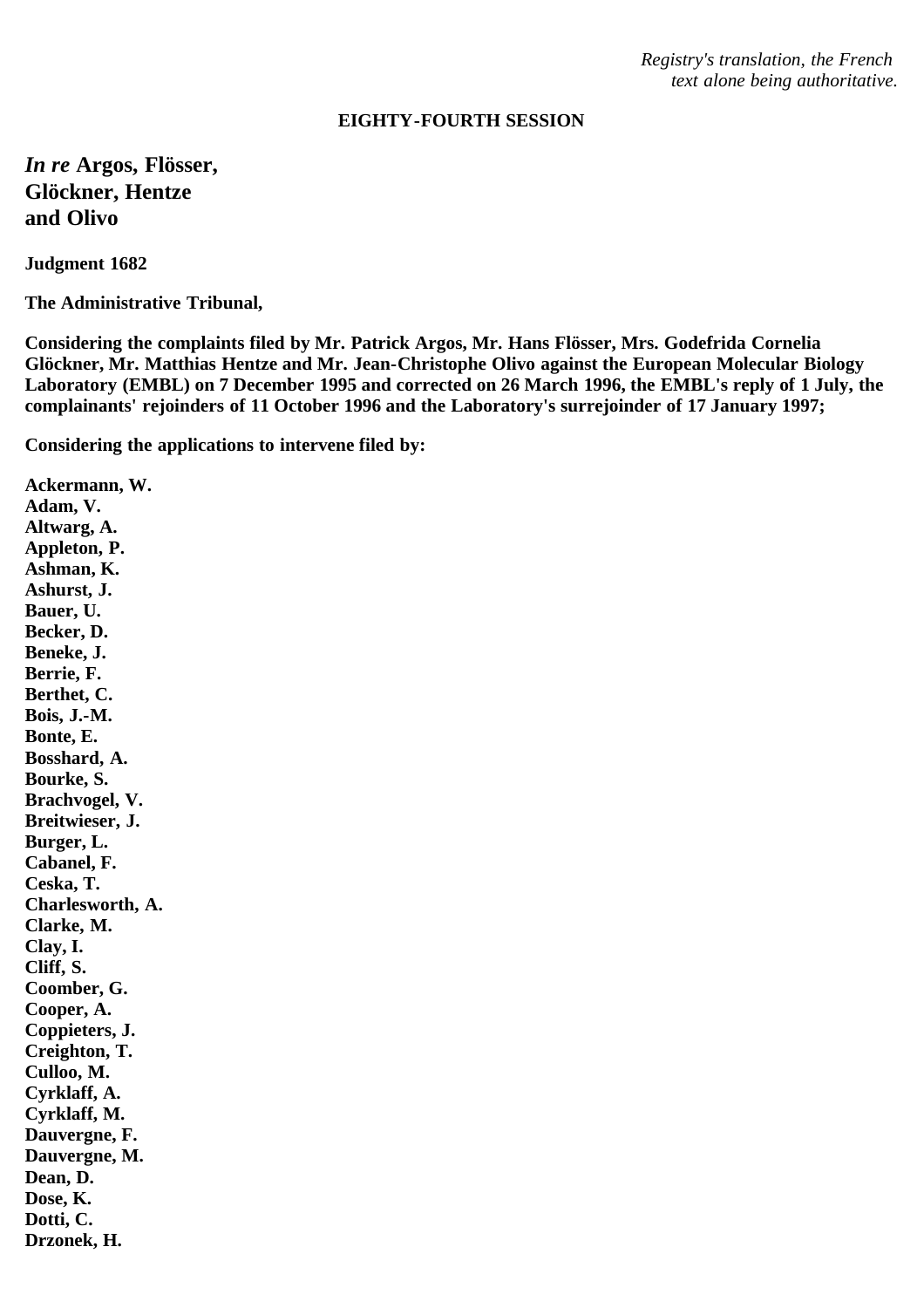*Registry's translation, the French text alone being authoritative.*

**EIGHTY-FOURTH SESSION**

## *In re* Argos, Flösser, Glöckner, Hentze and Olivo

**Judgment 1682**

**The Administrative Tribunal,**

**Considering the complaints filed by Mr. Patrick Argos, Mr. Hans Flösser, Mrs. Godefrida Cornelia Glöckner, Mr. Matthias Hentze and Mr. Jean-Christophe Olivo against the European Molecular Biology Laboratory (EMBL) on 7 December 1995 and corrected on 26 March 1996, the EMBL's reply of 1 July, the complainants' rejoinders of 11 October 1996 and the Laboratory's surrejoinder of 17 January 1997;**

**Considering the applications to intervene filed by:**

**Ackermann, W.**
**Adam, V.**
**Altwarg, A.**
**Appleton, P.**
**Ashman, K.**
**Ashurst, J.**
**Bauer, U.**
**Becker, D.**
**Beneke, J.**
**Berrie, F.**
**Berthet, C.**
**Bois, J.-M.**
**Bonte, E.**
**Bosshard, A.**
**Bourke, S.**
**Brachvogel, V.**
**Breitwieser, J.**
**Burger, L.**
**Cabanel, F.**
**Ceska, T.**
**Charlesworth, A.**
**Clarke, M.**
**Clay, I.**
**Cliff, S.**
**Coomber, G.**
**Cooper, A.**
**Coppieters, J.**
**Creighton, T.**
**Culloo, M.**
**Cyrklaff, A.**
**Cyrklaff, M.**
**Dauvergne, F.**
**Dauvergne, M.**
**Dean, D.**
**Dose, K.**
**Dotti, C.**
**Drzonek, H.**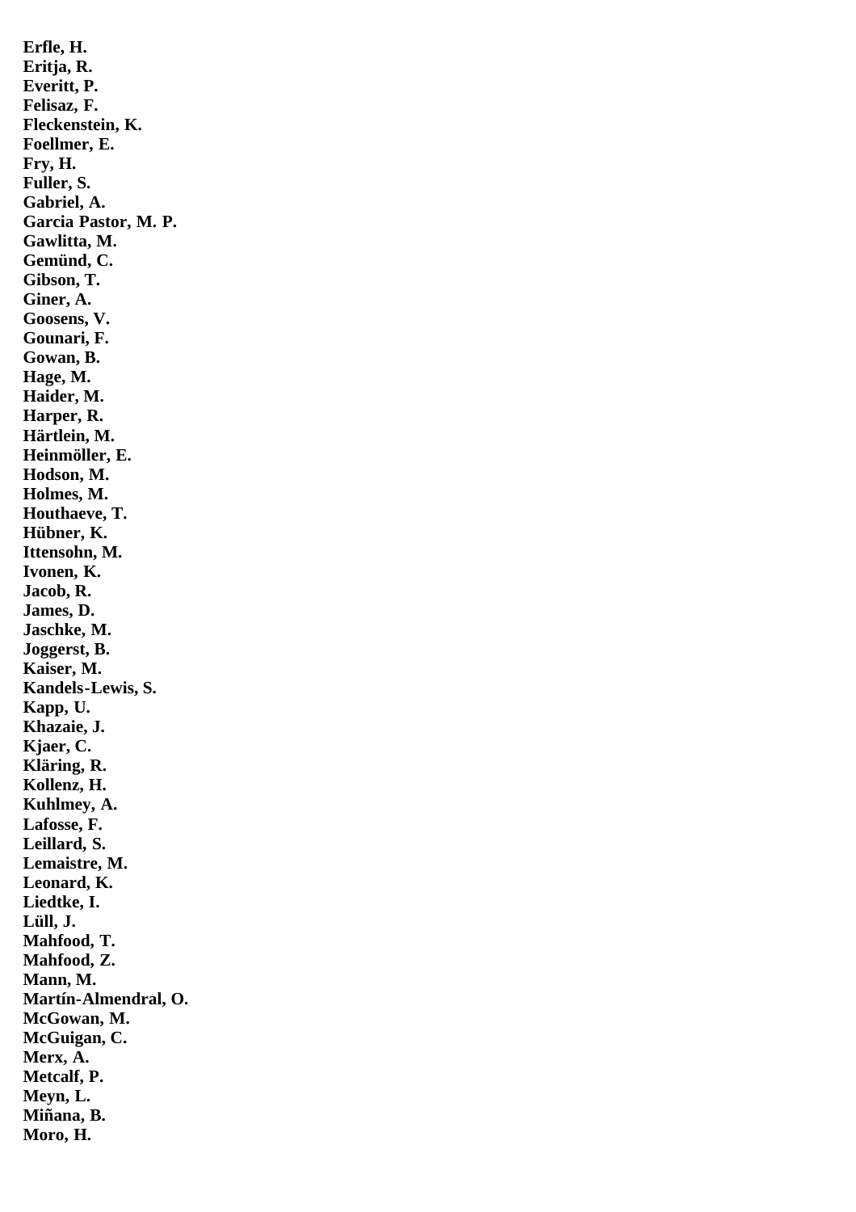**Erfle, H.**
**Eritja, R.**
**Everitt, P.**
**Felisaz, F.**
**Fleckenstein, K.**
**Foellmer, E.**
**Fry, H.**
**Fuller, S.**
**Gabriel, A.**
**Garcia Pastor, M. P.**
**Gawlitta, M.**
**Gemünd, C.**
**Gibson, T.**
**Giner, A.**
**Goosens, V.**
**Gounari, F.**
**Gowan, B.**
**Hage, M.**
**Haider, M.**
**Harper, R.**
**Härtlein, M.**
**Heinmöller, E.**
**Hodson, M.**
**Holmes, M.**
**Houthaeve, T.**
**Hübner, K.**
**Ittensohn, M.**
**Ivonen, K.**
**Jacob, R.**
**James, D.**
**Jaschke, M.**
**Joggerst, B.**
**Kaiser, M.**
**Kandels-Lewis, S.**
**Kapp, U.**
**Khazaie, J.**
**Kjaer, C.**
**Kläring, R.**
**Kollenz, H.**
**Kuhlmey, A.**
**Lafosse, F.**
**Leillard, S.**
**Lemaistre, M.**
**Leonard, K.**
**Liedtke, I.**
**Lüll, J.**
**Mahfood, T.**
**Mahfood, Z.**
**Mann, M.**
**Martín-Almendral, O.**
**McGowan, M.**
**McGuigan, C.**
**Merx, A.**
**Metcalf, P.**
**Meyn, L.**
**Miñana, B.**
**Moro, H.**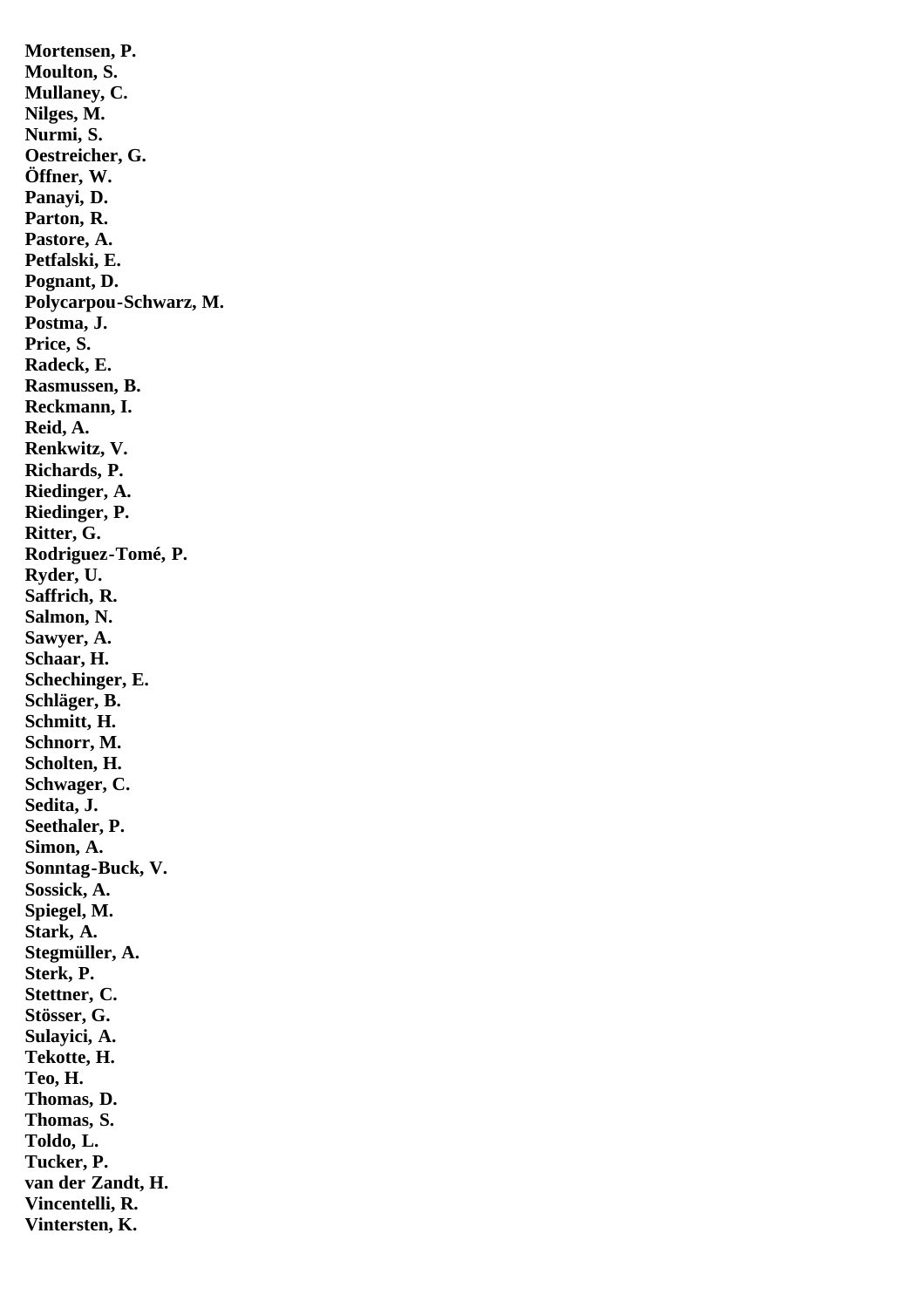**Mortensen, P.**
**Moulton, S.**
**Mullaney, C.**
**Nilges, M.**
**Nurmi, S.**
**Oestreicher, G.**
**Öffner, W.**
**Panayi, D.**
**Parton, R.**
**Pastore, A.**
**Petfalski, E.**
**Pognant, D.**
**Polycarpou-Schwarz, M.**
**Postma, J.**
**Price, S.**
**Radeck, E.**
**Rasmussen, B.**
**Reckmann, I.**
**Reid, A.**
**Renkwitz, V.**
**Richards, P.**
**Riedinger, A.**
**Riedinger, P.**
**Ritter, G.**
**Rodriguez-Tomé, P.**
**Ryder, U.**
**Saffrich, R.**
**Salmon, N.**
**Sawyer, A.**
**Schaar, H.**
**Schechinger, E.**
**Schläger, B.**
**Schmitt, H.**
**Schnorr, M.**
**Scholten, H.**
**Schwager, C.**
**Sedita, J.**
**Seethaler, P.**
**Simon, A.**
**Sonntag-Buck, V.**
**Sossick, A.**
**Spiegel, M.**
**Stark, A.**
**Stegmüller, A.**
**Sterk, P.**
**Stettner, C.**
**Stösser, G.**
**Sulayici, A.**
**Tekotte, H.**
**Teo, H.**
**Thomas, D.**
**Thomas, S.**
**Toldo, L.**
**Tucker, P.**
**van der Zandt, H.**
**Vincentelli, R.**
**Vintersten, K.**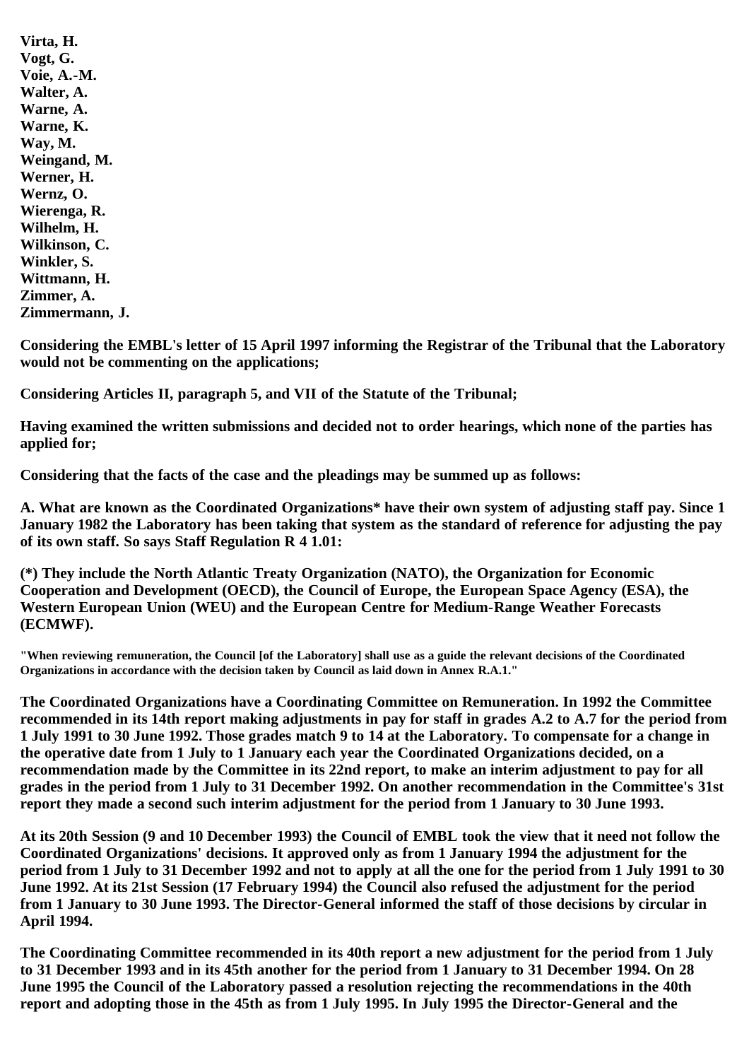**Virta, H.**
**Vogt, G.**
**Voie, A.-M.**
**Walter, A.**
**Warne, A.**
**Warne, K.**
**Way, M.**
**Weingand, M.**
**Werner, H.**
**Wernz, O.**
**Wierenga, R.**
**Wilhelm, H.**
**Wilkinson, C.**
**Winkler, S.**
**Wittmann, H.**
**Zimmer, A.**
**Zimmermann, J.**

**Considering the EMBL's letter of 15 April 1997 informing the Registrar of the Tribunal that the Laboratory would not be commenting on the applications;**

**Considering Articles II, paragraph 5, and VII of the Statute of the Tribunal;**

**Having examined the written submissions and decided not to order hearings, which none of the parties has applied for;**

**Considering that the facts of the case and the pleadings may be summed up as follows:**

**A. What are known as the Coordinated Organizations* have their own system of adjusting staff pay. Since 1 January 1982 the Laboratory has been taking that system as the standard of reference for adjusting the pay of its own staff. So says Staff Regulation R 4 1.01:**

**(*) They include the North Atlantic Treaty Organization (NATO), the Organization for Economic Cooperation and Development (OECD), the Council of Europe, the European Space Agency (ESA), the Western European Union (WEU) and the European Centre for Medium-Range Weather Forecasts (ECMWF).**

**"When reviewing remuneration, the Council [of the Laboratory] shall use as a guide the relevant decisions of the Coordinated Organizations in accordance with the decision taken by Council as laid down in Annex R.A.1."**

**The Coordinated Organizations have a Coordinating Committee on Remuneration. In 1992 the Committee recommended in its 14th report making adjustments in pay for staff in grades A.2 to A.7 for the period from 1 July 1991 to 30 June 1992. Those grades match 9 to 14 at the Laboratory. To compensate for a change in the operative date from 1 July to 1 January each year the Coordinated Organizations decided, on a recommendation made by the Committee in its 22nd report, to make an interim adjustment to pay for all grades in the period from 1 July to 31 December 1992. On another recommendation in the Committee's 31st report they made a second such interim adjustment for the period from 1 January to 30 June 1993.**

**At its 20th Session (9 and 10 December 1993) the Council of EMBL took the view that it need not follow the Coordinated Organizations' decisions. It approved only as from 1 January 1994 the adjustment for the period from 1 July to 31 December 1992 and not to apply at all the one for the period from 1 July 1991 to 30 June 1992. At its 21st Session (17 February 1994) the Council also refused the adjustment for the period from 1 January to 30 June 1993. The Director-General informed the staff of those decisions by circular in April 1994.**

**The Coordinating Committee recommended in its 40th report a new adjustment for the period from 1 July to 31 December 1993 and in its 45th another for the period from 1 January to 31 December 1994. On 28 June 1995 the Council of the Laboratory passed a resolution rejecting the recommendations in the 40th report and adopting those in the 45th as from 1 July 1995. In July 1995 the Director-General and the**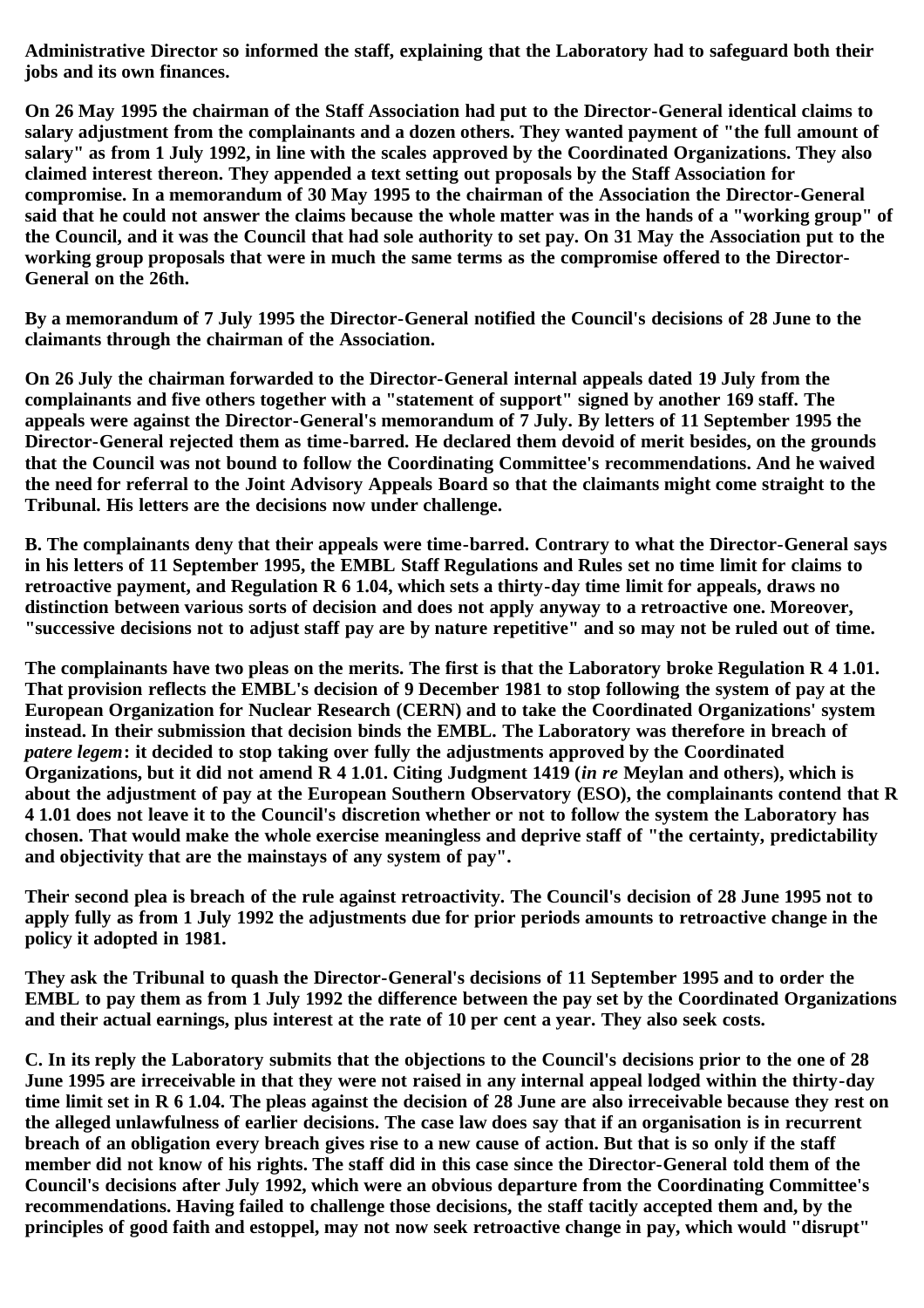**Administrative Director so informed the staff, explaining that the Laboratory had to safeguard both their jobs and its own finances.**

**On 26 May 1995 the chairman of the Staff Association had put to the Director-General identical claims to salary adjustment from the complainants and a dozen others. They wanted payment of "the full amount of salary" as from 1 July 1992, in line with the scales approved by the Coordinated Organizations. They also claimed interest thereon. They appended a text setting out proposals by the Staff Association for compromise. In a memorandum of 30 May 1995 to the chairman of the Association the Director-General said that he could not answer the claims because the whole matter was in the hands of a "working group" of the Council, and it was the Council that had sole authority to set pay. On 31 May the Association put to the working group proposals that were in much the same terms as the compromise offered to the Director-General on the 26th.**

**By a memorandum of 7 July 1995 the Director-General notified the Council's decisions of 28 June to the claimants through the chairman of the Association.**

**On 26 July the chairman forwarded to the Director-General internal appeals dated 19 July from the complainants and five others together with a "statement of support" signed by another 169 staff. The appeals were against the Director-General's memorandum of 7 July. By letters of 11 September 1995 the Director-General rejected them as time-barred. He declared them devoid of merit besides, on the grounds that the Council was not bound to follow the Coordinating Committee's recommendations. And he waived the need for referral to the Joint Advisory Appeals Board so that the claimants might come straight to the Tribunal. His letters are the decisions now under challenge.**

**B. The complainants deny that their appeals were time-barred. Contrary to what the Director-General says in his letters of 11 September 1995, the EMBL Staff Regulations and Rules set no time limit for claims to retroactive payment, and Regulation R 6 1.04, which sets a thirty-day time limit for appeals, draws no distinction between various sorts of decision and does not apply anyway to a retroactive one. Moreover, "successive decisions not to adjust staff pay are by nature repetitive" and so may not be ruled out of time.**

**The complainants have two pleas on the merits. The first is that the Laboratory broke Regulation R 4 1.01. That provision reflects the EMBL's decision of 9 December 1981 to stop following the system of pay at the European Organization for Nuclear Research (CERN) and to take the Coordinated Organizations' system instead. In their submission that decision binds the EMBL. The Laboratory was therefore in breach of *patere legem*: it decided to stop taking over fully the adjustments approved by the Coordinated Organizations, but it did not amend R 4 1.01. Citing Judgment 1419 (*in re* Meylan and others), which is about the adjustment of pay at the European Southern Observatory (ESO), the complainants contend that R 4 1.01 does not leave it to the Council's discretion whether or not to follow the system the Laboratory has chosen. That would make the whole exercise meaningless and deprive staff of "the certainty, predictability and objectivity that are the mainstays of any system of pay".**

**Their second plea is breach of the rule against retroactivity. The Council's decision of 28 June 1995 not to apply fully as from 1 July 1992 the adjustments due for prior periods amounts to retroactive change in the policy it adopted in 1981.**

**They ask the Tribunal to quash the Director-General's decisions of 11 September 1995 and to order the EMBL to pay them as from 1 July 1992 the difference between the pay set by the Coordinated Organizations and their actual earnings, plus interest at the rate of 10 per cent a year. They also seek costs.**

**C. In its reply the Laboratory submits that the objections to the Council's decisions prior to the one of 28 June 1995 are irreceivable in that they were not raised in any internal appeal lodged within the thirty-day time limit set in R 6 1.04. The pleas against the decision of 28 June are also irreceivable because they rest on the alleged unlawfulness of earlier decisions. The case law does say that if an organisation is in recurrent breach of an obligation every breach gives rise to a new cause of action. But that is so only if the staff member did not know of his rights. The staff did in this case since the Director-General told them of the Council's decisions after July 1992, which were an obvious departure from the Coordinating Committee's recommendations. Having failed to challenge those decisions, the staff tacitly accepted them and, by the principles of good faith and estoppel, may not now seek retroactive change in pay, which would "disrupt"**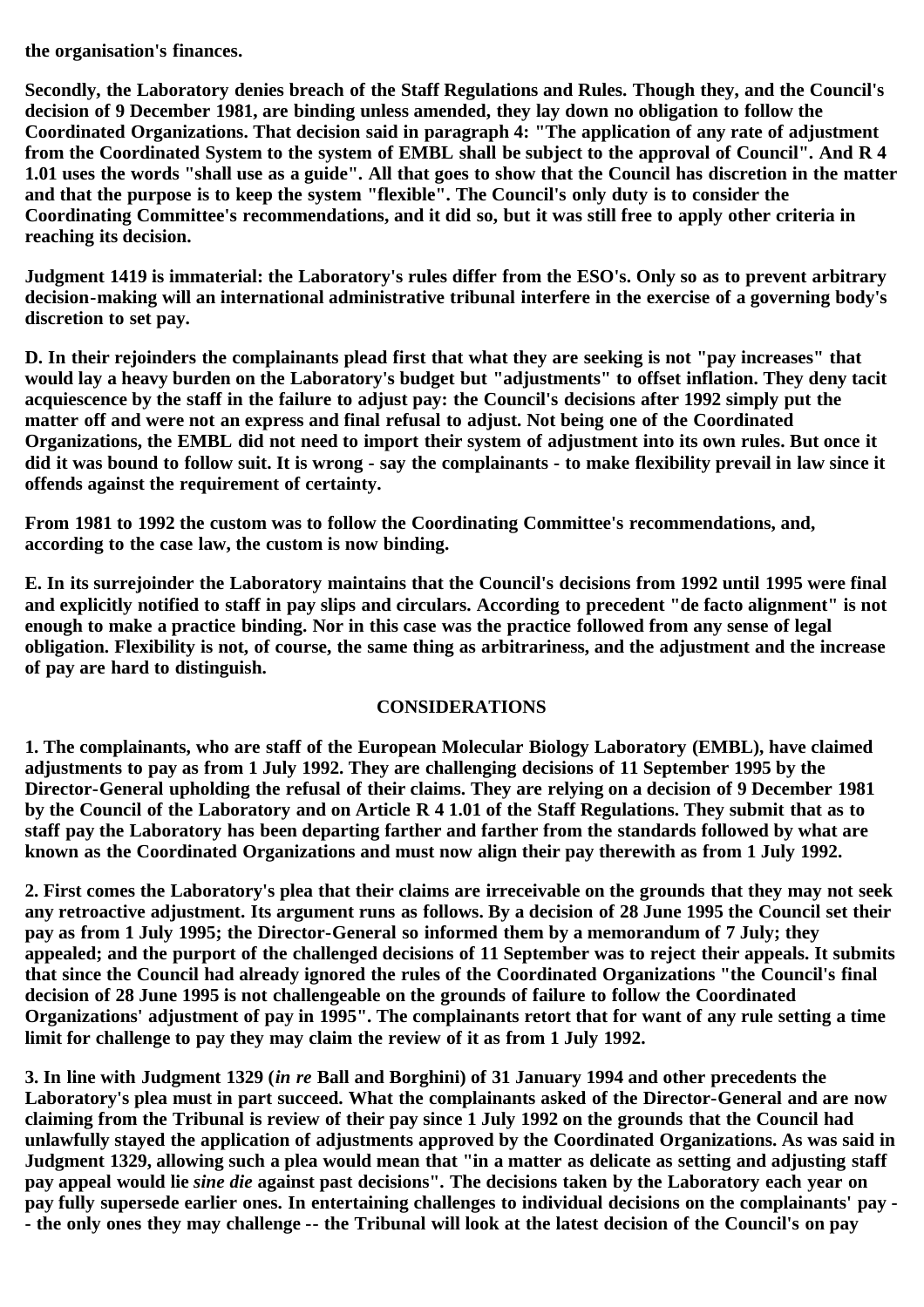**the organisation's finances.**

**Secondly, the Laboratory denies breach of the Staff Regulations and Rules. Though they, and the Council's decision of 9 December 1981, are binding unless amended, they lay down no obligation to follow the Coordinated Organizations. That decision said in paragraph 4: "The application of any rate of adjustment from the Coordinated System to the system of EMBL shall be subject to the approval of Council". And R 4 1.01 uses the words "shall use as a guide". All that goes to show that the Council has discretion in the matter and that the purpose is to keep the system "flexible". The Council's only duty is to consider the Coordinating Committee's recommendations, and it did so, but it was still free to apply other criteria in reaching its decision.**

**Judgment 1419 is immaterial: the Laboratory's rules differ from the ESO's. Only so as to prevent arbitrary decision-making will an international administrative tribunal interfere in the exercise of a governing body's discretion to set pay.**

**D. In their rejoinders the complainants plead first that what they are seeking is not "pay increases" that would lay a heavy burden on the Laboratory's budget but "adjustments" to offset inflation. They deny tacit acquiescence by the staff in the failure to adjust pay: the Council's decisions after 1992 simply put the matter off and were not an express and final refusal to adjust. Not being one of the Coordinated Organizations, the EMBL did not need to import their system of adjustment into its own rules. But once it did it was bound to follow suit. It is wrong - say the complainants - to make flexibility prevail in law since it offends against the requirement of certainty.**

**From 1981 to 1992 the custom was to follow the Coordinating Committee's recommendations, and, according to the case law, the custom is now binding.**

**E. In its surrejoinder the Laboratory maintains that the Council's decisions from 1992 until 1995 were final and explicitly notified to staff in pay slips and circulars. According to precedent "de facto alignment" is not enough to make a practice binding. Nor in this case was the practice followed from any sense of legal obligation. Flexibility is not, of course, the same thing as arbitrariness, and the adjustment and the increase of pay are hard to distinguish.**

## CONSIDERATIONS

**1. The complainants, who are staff of the European Molecular Biology Laboratory (EMBL), have claimed adjustments to pay as from 1 July 1992. They are challenging decisions of 11 September 1995 by the Director-General upholding the refusal of their claims. They are relying on a decision of 9 December 1981 by the Council of the Laboratory and on Article R 4 1.01 of the Staff Regulations. They submit that as to staff pay the Laboratory has been departing farther and farther from the standards followed by what are known as the Coordinated Organizations and must now align their pay therewith as from 1 July 1992.**

**2. First comes the Laboratory's plea that their claims are irreceivable on the grounds that they may not seek any retroactive adjustment. Its argument runs as follows. By a decision of 28 June 1995 the Council set their pay as from 1 July 1995; the Director-General so informed them by a memorandum of 7 July; they appealed; and the purport of the challenged decisions of 11 September was to reject their appeals. It submits that since the Council had already ignored the rules of the Coordinated Organizations "the Council's final decision of 28 June 1995 is not challengeable on the grounds of failure to follow the Coordinated Organizations' adjustment of pay in 1995". The complainants retort that for want of any rule setting a time limit for challenge to pay they may claim the review of it as from 1 July 1992.**

**3. In line with Judgment 1329 (*in re* Ball and Borghini) of 31 January 1994 and other precedents the Laboratory's plea must in part succeed. What the complainants asked of the Director-General and are now claiming from the Tribunal is review of their pay since 1 July 1992 on the grounds that the Council had unlawfully stayed the application of adjustments approved by the Coordinated Organizations. As was said in Judgment 1329, allowing such a plea would mean that "in a matter as delicate as setting and adjusting staff pay appeal would lie *sine die* against past decisions". The decisions taken by the Laboratory each year on pay fully supersede earlier ones. In entertaining challenges to individual decisions on the complainants' pay -- the only ones they may challenge -- the Tribunal will look at the latest decision of the Council's on pay**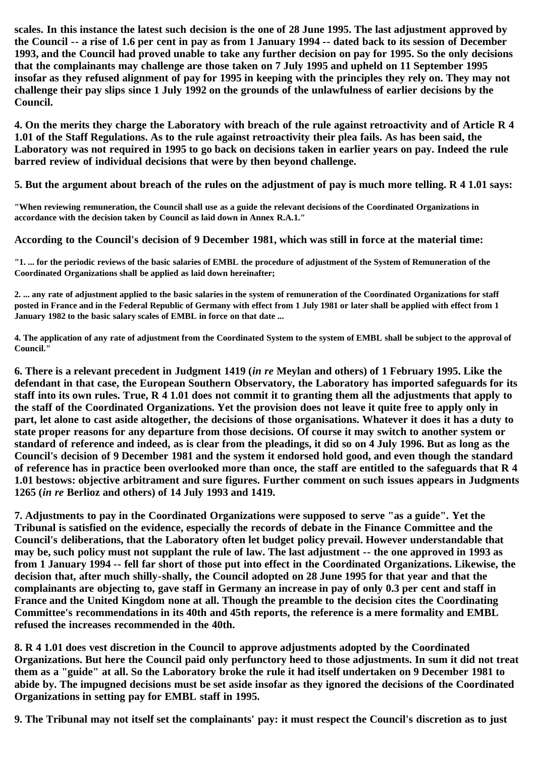**scales. In this instance the latest such decision is the one of 28 June 1995. The last adjustment approved by the Council -- a rise of 1.6 per cent in pay as from 1 January 1994 -- dated back to its session of December 1993, and the Council had proved unable to take any further decision on pay for 1995. So the only decisions that the complainants may challenge are those taken on 7 July 1995 and upheld on 11 September 1995 insofar as they refused alignment of pay for 1995 in keeping with the principles they rely on. They may not challenge their pay slips since 1 July 1992 on the grounds of the unlawfulness of earlier decisions by the Council.**

**4. On the merits they charge the Laboratory with breach of the rule against retroactivity and of Article R 4 1.01 of the Staff Regulations. As to the rule against retroactivity their plea fails. As has been said, the Laboratory was not required in 1995 to go back on decisions taken in earlier years on pay. Indeed the rule barred review of individual decisions that were by then beyond challenge.**

**5. But the argument about breach of the rules on the adjustment of pay is much more telling. R 4 1.01 says:**

**"When reviewing remuneration, the Council shall use as a guide the relevant decisions of the Coordinated Organizations in accordance with the decision taken by Council as laid down in Annex R.A.1."**

**According to the Council's decision of 9 December 1981, which was still in force at the material time:**

**"1. ... for the periodic reviews of the basic salaries of EMBL the procedure of adjustment of the System of Remuneration of the Coordinated Organizations shall be applied as laid down hereinafter;**

**2. ... any rate of adjustment applied to the basic salaries in the system of remuneration of the Coordinated Organizations for staff posted in France and in the Federal Republic of Germany with effect from 1 July 1981 or later shall be applied with effect from 1 January 1982 to the basic salary scales of EMBL in force on that date ...**

**4. The application of any rate of adjustment from the Coordinated System to the system of EMBL shall be subject to the approval of Council."**

**6. There is a relevant precedent in Judgment 1419 (*in re* Meylan and others) of 1 February 1995. Like the defendant in that case, the European Southern Observatory, the Laboratory has imported safeguards for its staff into its own rules. True, R 4 1.01 does not commit it to granting them all the adjustments that apply to the staff of the Coordinated Organizations. Yet the provision does not leave it quite free to apply only in part, let alone to cast aside altogether, the decisions of those organisations. Whatever it does it has a duty to state proper reasons for any departure from those decisions. Of course it may switch to another system or standard of reference and indeed, as is clear from the pleadings, it did so on 4 July 1996. But as long as the Council's decision of 9 December 1981 and the system it endorsed hold good, and even though the standard of reference has in practice been overlooked more than once, the staff are entitled to the safeguards that R 4 1.01 bestows: objective arbitrament and sure figures. Further comment on such issues appears in Judgments 1265 (*in re* Berlioz and others) of 14 July 1993 and 1419.**

**7. Adjustments to pay in the Coordinated Organizations were supposed to serve "as a guide". Yet the Tribunal is satisfied on the evidence, especially the records of debate in the Finance Committee and the Council's deliberations, that the Laboratory often let budget policy prevail. However understandable that may be, such policy must not supplant the rule of law. The last adjustment -- the one approved in 1993 as from 1 January 1994 -- fell far short of those put into effect in the Coordinated Organizations. Likewise, the decision that, after much shilly-shally, the Council adopted on 28 June 1995 for that year and that the complainants are objecting to, gave staff in Germany an increase in pay of only 0.3 per cent and staff in France and the United Kingdom none at all. Though the preamble to the decision cites the Coordinating Committee's recommendations in its 40th and 45th reports, the reference is a mere formality and EMBL refused the increases recommended in the 40th.**

**8. R 4 1.01 does vest discretion in the Council to approve adjustments adopted by the Coordinated Organizations. But here the Council paid only perfunctory heed to those adjustments. In sum it did not treat them as a "guide" at all. So the Laboratory broke the rule it had itself undertaken on 9 December 1981 to abide by. The impugned decisions must be set aside insofar as they ignored the decisions of the Coordinated Organizations in setting pay for EMBL staff in 1995.**

**9. The Tribunal may not itself set the complainants' pay: it must respect the Council's discretion as to just**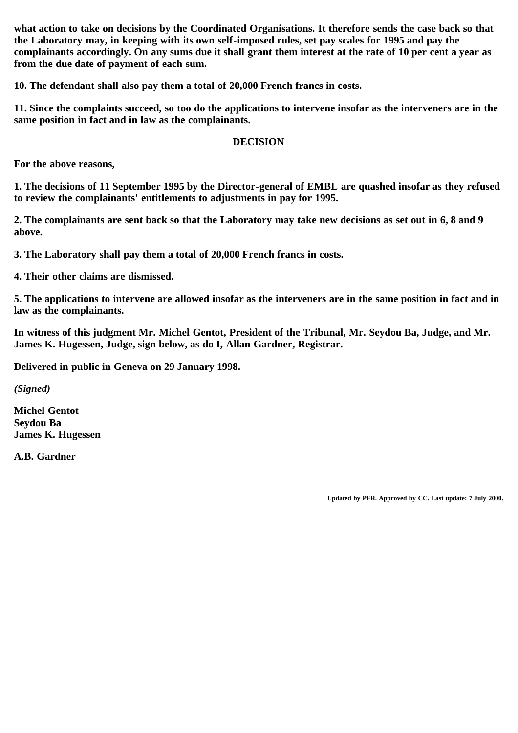**what action to take on decisions by the Coordinated Organisations. It therefore sends the case back so that the Laboratory may, in keeping with its own self-imposed rules, set pay scales for 1995 and pay the complainants accordingly. On any sums due it shall grant them interest at the rate of 10 per cent a year as from the due date of payment of each sum.**

**10. The defendant shall also pay them a total of 20,000 French francs in costs.**

**11. Since the complaints succeed, so too do the applications to intervene insofar as the interveners are in the same position in fact and in law as the complainants.**

**DECISION**

**For the above reasons,**

**1. The decisions of 11 September 1995 by the Director-general of EMBL are quashed insofar as they refused to review the complainants' entitlements to adjustments in pay for 1995.**

**2. The complainants are sent back so that the Laboratory may take new decisions as set out in 6, 8 and 9 above.**

**3. The Laboratory shall pay them a total of 20,000 French francs in costs.**

**4. Their other claims are dismissed.**

**5. The applications to intervene are allowed insofar as the interveners are in the same position in fact and in law as the complainants.**

**In witness of this judgment Mr. Michel Gentot, President of the Tribunal, Mr. Seydou Ba, Judge, and Mr. James K. Hugessen, Judge, sign below, as do I, Allan Gardner, Registrar.**

**Delivered in public in Geneva on 29 January 1998.**

***(Signed)***

**Michel Gentot**
**Seydou Ba**
**James K. Hugessen**

**A.B. Gardner**

**Updated by PFR. Approved by CC. Last update: 7 July 2000.**